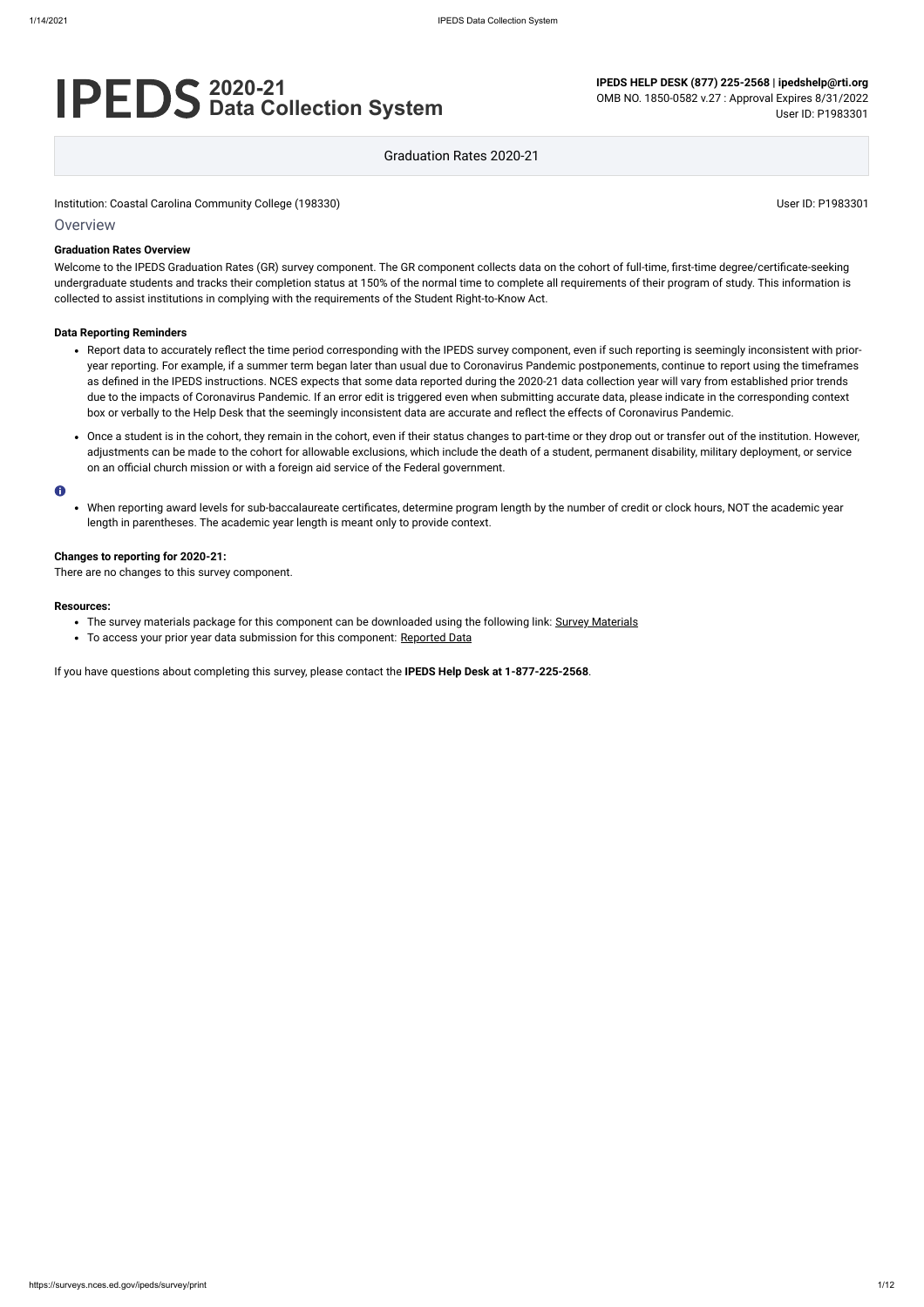# IPEDS 2020-21 Data Collection System

**IPEDS HELP DESK (877) 225-2568 | ipedshelp@rti.org**
OMB NO. 1850-0582 v.27 : Approval Expires 8/31/2022
User ID: P1983301

Graduation Rates 2020-21

Institution: Coastal Carolina Community College (198330)

User ID: P1983301

## Overview

**Graduation Rates Overview**

Welcome to the IPEDS Graduation Rates (GR) survey component. The GR component collects data on the cohort of full-time, first-time degree/certificate-seeking undergraduate students and tracks their completion status at 150% of the normal time to complete all requirements of their program of study. This information is collected to assist institutions in complying with the requirements of the Student Right-to-Know Act.

**Data Reporting Reminders**

- Report data to accurately reflect the time period corresponding with the IPEDS survey component, even if such reporting is seemingly inconsistent with prior-year reporting. For example, if a summer term began later than usual due to Coronavirus Pandemic postponements, continue to report using the timeframes as defined in the IPEDS instructions. NCES expects that some data reported during the 2020-21 data collection year will vary from established prior trends due to the impacts of Coronavirus Pandemic. If an error edit is triggered even when submitting accurate data, please indicate in the corresponding context box or verbally to the Help Desk that the seemingly inconsistent data are accurate and reflect the effects of Coronavirus Pandemic.
- Once a student is in the cohort, they remain in the cohort, even if their status changes to part-time or they drop out or transfer out of the institution. However, adjustments can be made to the cohort for allowable exclusions, which include the death of a student, permanent disability, military deployment, or service on an official church mission or with a foreign aid service of the Federal government.

- When reporting award levels for sub-baccalaureate certificates, determine program length by the number of credit or clock hours, NOT the academic year length in parentheses. The academic year length is meant only to provide context.

**Changes to reporting for 2020-21:**

There are no changes to this survey component.

**Resources:**

- The survey materials package for this component can be downloaded using the following link: Survey Materials
- To access your prior year data submission for this component: Reported Data

If you have questions about completing this survey, please contact the **IPEDS Help Desk at 1-877-225-2568**.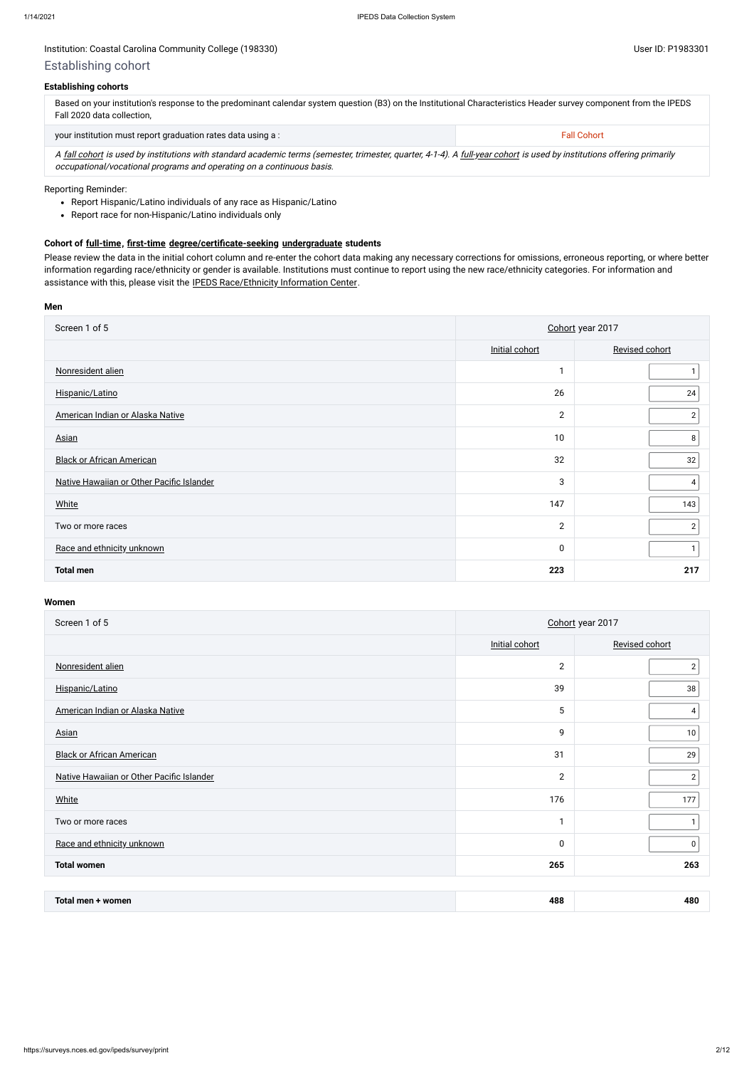Institution: Coastal Carolina Community College (198330)

User ID: P1983301

## Establishing cohort

### Establishing cohorts

| Based on your institution's response to the predominant calendar system question (B3) on the Institutional Characteristics Header survey component from the IPEDS Fall 2020 data collection, | |
|---|---|
| your institution must report graduation rates data using a : | Fall Cohort |

*A fall cohort is used by institutions with standard academic terms (semester, trimester, quarter, 4-1-4). A full-year cohort is used by institutions offering primarily occupational/vocational programs and operating on a continuous basis.*

Reporting Reminder:

- Report Hispanic/Latino individuals of any race as Hispanic/Latino
- Report race for non-Hispanic/Latino individuals only

### Cohort of full-time, first-time degree/certificate-seeking undergraduate students

Please review the data in the initial cohort column and re-enter the cohort data making any necessary corrections for omissions, erroneous reporting, or where better information regarding race/ethnicity or gender is available. Institutions must continue to report using the new race/ethnicity categories. For information and assistance with this, please visit the IPEDS Race/Ethnicity Information Center.

**Men**

| Screen 1 of 5 | Cohort year 2017 | |
|---|---|---|
| | Initial cohort | Revised cohort |
| Nonresident alien | 1 | 1 |
| Hispanic/Latino | 26 | 24 |
| American Indian or Alaska Native | 2 | 2 |
| Asian | 10 | 8 |
| Black or African American | 32 | 32 |
| Native Hawaiian or Other Pacific Islander | 3 | 4 |
| White | 147 | 143 |
| Two or more races | 2 | 2 |
| Race and ethnicity unknown | 0 | 1 |
| **Total men** | **223** | **217** |

**Women**

| Screen 1 of 5 | Cohort year 2017 | |
|---|---|---|
| | Initial cohort | Revised cohort |
| Nonresident alien | 2 | 2 |
| Hispanic/Latino | 39 | 38 |
| American Indian or Alaska Native | 5 | 4 |
| Asian | 9 | 10 |
| Black or African American | 31 | 29 |
| Native Hawaiian or Other Pacific Islander | 2 | 2 |
| White | 176 | 177 |
| Two or more races | 1 | 1 |
| Race and ethnicity unknown | 0 | 0 |
| **Total women** | **265** | **263** |

| **Total men + women** | **488** | **480** |
|---|---|---|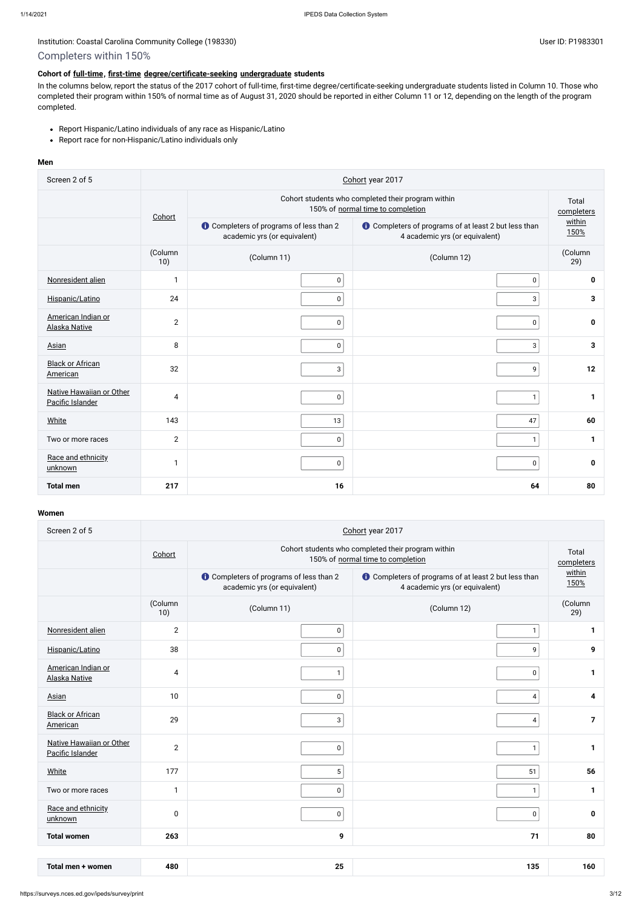Institution: Coastal Carolina Community College (198330)

User ID: P1983301

## Completers within 150%

**Cohort of full-time, first-time degree/certificate-seeking undergraduate students**

In the columns below, report the status of the 2017 cohort of full-time, first-time degree/certificate-seeking undergraduate students listed in Column 10. Those who completed their program within 150% of normal time as of August 31, 2020 should be reported in either Column 11 or 12, depending on the length of the program completed.

- Report Hispanic/Latino individuals of any race as Hispanic/Latino
- Report race for non-Hispanic/Latino individuals only

**Men**

| Screen 2 of 5 | Cohort year 2017 | | | |
|---|---|---|---|---|
| | Cohort | Cohort students who completed their program within 150% of normal time to completion | | Total completers within 150% |
| | | Completers of programs of less than 2 academic yrs (or equivalent) | Completers of programs of at least 2 but less than 4 academic yrs (or equivalent) | |
| | (Column 10) | (Column 11) | (Column 12) | (Column 29) |
| Nonresident alien | 1 | 0 | 0 | **0** |
| Hispanic/Latino | 24 | 0 | 3 | **3** |
| American Indian or Alaska Native | 2 | 0 | 0 | **0** |
| Asian | 8 | 0 | 3 | **3** |
| Black or African American | 32 | 3 | 9 | **12** |
| Native Hawaiian or Other Pacific Islander | 4 | 0 | 1 | **1** |
| White | 143 | 13 | 47 | **60** |
| Two or more races | 2 | 0 | 1 | **1** |
| Race and ethnicity unknown | 1 | 0 | 0 | **0** |
| **Total men** | **217** | **16** | **64** | **80** |

**Women**

| Screen 2 of 5 | Cohort year 2017 | | | |
|---|---|---|---|---|
| | Cohort | Cohort students who completed their program within 150% of normal time to completion | | Total completers within 150% |
| | | Completers of programs of less than 2 academic yrs (or equivalent) | Completers of programs of at least 2 but less than 4 academic yrs (or equivalent) | |
| | (Column 10) | (Column 11) | (Column 12) | (Column 29) |
| Nonresident alien | 2 | 0 | 1 | **1** |
| Hispanic/Latino | 38 | 0 | 9 | **9** |
| American Indian or Alaska Native | 4 | 1 | 0 | **1** |
| Asian | 10 | 0 | 4 | **4** |
| Black or African American | 29 | 3 | 4 | **7** |
| Native Hawaiian or Other Pacific Islander | 2 | 0 | 1 | **1** |
| White | 177 | 5 | 51 | **56** |
| Two or more races | 1 | 0 | 1 | **1** |
| Race and ethnicity unknown | 0 | 0 | 0 | **0** |
| **Total women** | **263** | **9** | **71** | **80** |

| **Total men + women** | **480** | **25** | **135** | **160** |
|---|---|---|---|---|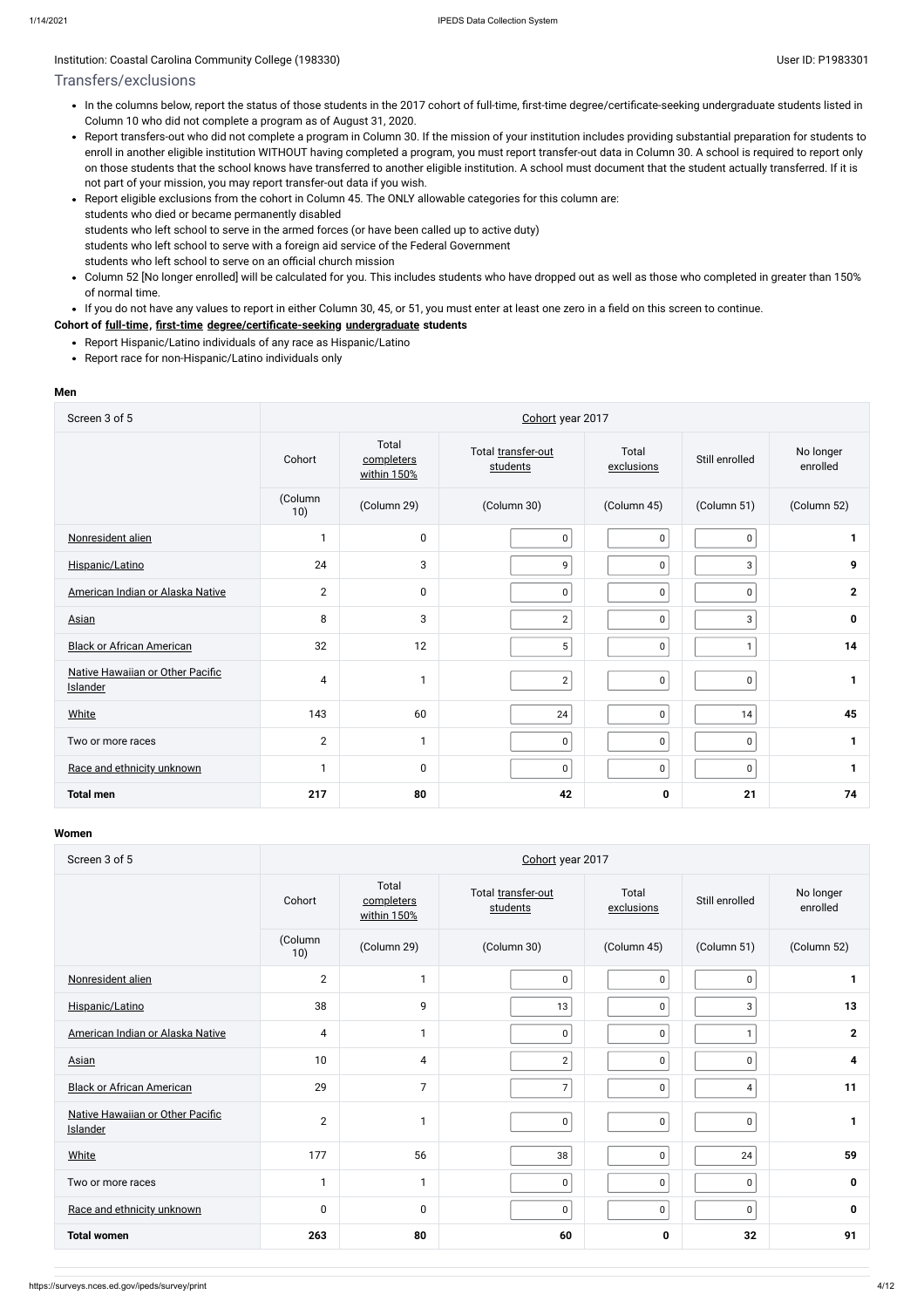Institution: Coastal Carolina Community College (198330)

User ID: P1983301

## Transfers/exclusions

- In the columns below, report the status of those students in the 2017 cohort of full-time, first-time degree/certificate-seeking undergraduate students listed in Column 10 who did not complete a program as of August 31, 2020.
- Report transfers-out who did not complete a program in Column 30. If the mission of your institution includes providing substantial preparation for students to enroll in another eligible institution WITHOUT having completed a program, you must report transfer-out data in Column 30. A school is required to report only on those students that the school knows have transferred to another eligible institution. A school must document that the student actually transferred. If it is not part of your mission, you may report transfer-out data if you wish.
- Report eligible exclusions from the cohort in Column 45. The ONLY allowable categories for this column are:
  students who died or became permanently disabled
  students who left school to serve in the armed forces (or have been called up to active duty)
  students who left school to serve with a foreign aid service of the Federal Government
  students who left school to serve on an official church mission
- Column 52 [No longer enrolled] will be calculated for you. This includes students who have dropped out as well as those who completed in greater than 150% of normal time.
- If you do not have any values to report in either Column 30, 45, or 51, you must enter at least one zero in a field on this screen to continue.

**Cohort of full-time, first-time degree/certificate-seeking undergraduate students**

- Report Hispanic/Latino individuals of any race as Hispanic/Latino
- Report race for non-Hispanic/Latino individuals only

**Men**

| Screen 3 of 5 | Cohort year 2017 | | | | | |
|---|---|---|---|---|---|---|
| | Cohort | Total completers within 150% | Total transfer-out students | Total exclusions | Still enrolled | No longer enrolled |
| | (Column 10) | (Column 29) | (Column 30) | (Column 45) | (Column 51) | (Column 52) |
| Nonresident alien | 1 | 0 | 0 | 0 | 0 | **1** |
| Hispanic/Latino | 24 | 3 | 9 | 0 | 3 | **9** |
| American Indian or Alaska Native | 2 | 0 | 0 | 0 | 0 | **2** |
| Asian | 8 | 3 | 2 | 0 | 3 | **0** |
| Black or African American | 32 | 12 | 5 | 0 | 1 | **14** |
| Native Hawaiian or Other Pacific Islander | 4 | 1 | 2 | 0 | 0 | **1** |
| White | 143 | 60 | 24 | 0 | 14 | **45** |
| Two or more races | 2 | 1 | 0 | 0 | 0 | **1** |
| Race and ethnicity unknown | 1 | 0 | 0 | 0 | 0 | **1** |
| **Total men** | **217** | **80** | **42** | **0** | **21** | **74** |

**Women**

| Screen 3 of 5 | Cohort year 2017 | | | | | |
|---|---|---|---|---|---|---|
| | Cohort | Total completers within 150% | Total transfer-out students | Total exclusions | Still enrolled | No longer enrolled |
| | (Column 10) | (Column 29) | (Column 30) | (Column 45) | (Column 51) | (Column 52) |
| Nonresident alien | 2 | 1 | 0 | 0 | 0 | **1** |
| Hispanic/Latino | 38 | 9 | 13 | 0 | 3 | **13** |
| American Indian or Alaska Native | 4 | 1 | 0 | 0 | 1 | **2** |
| Asian | 10 | 4 | 2 | 0 | 0 | **4** |
| Black or African American | 29 | 7 | 7 | 0 | 4 | **11** |
| Native Hawaiian or Other Pacific Islander | 2 | 1 | 0 | 0 | 0 | **1** |
| White | 177 | 56 | 38 | 0 | 24 | **59** |
| Two or more races | 1 | 1 | 0 | 0 | 0 | **0** |
| Race and ethnicity unknown | 0 | 0 | 0 | 0 | 0 | **0** |
| **Total women** | **263** | **80** | **60** | **0** | **32** | **91** |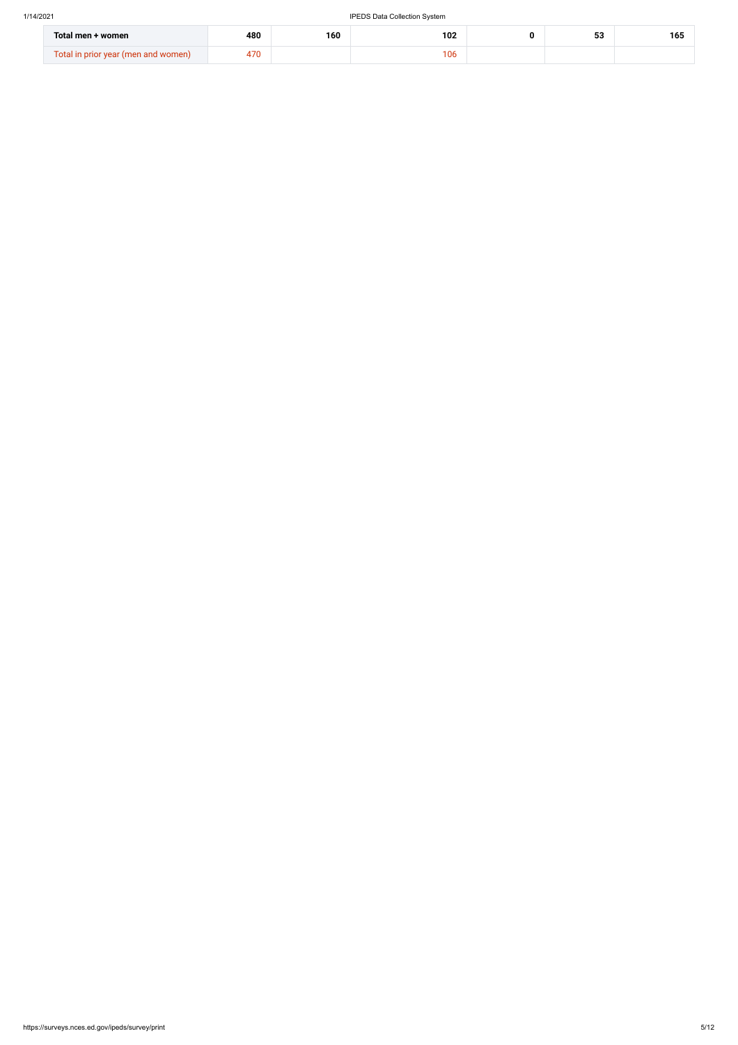| Total men + women | 480 | 160 | 102 | 0 | 53 | 165 |
|---|---|---|---|---|---|---|
| Total in prior year (men and women) | 470 | | 106 | | | |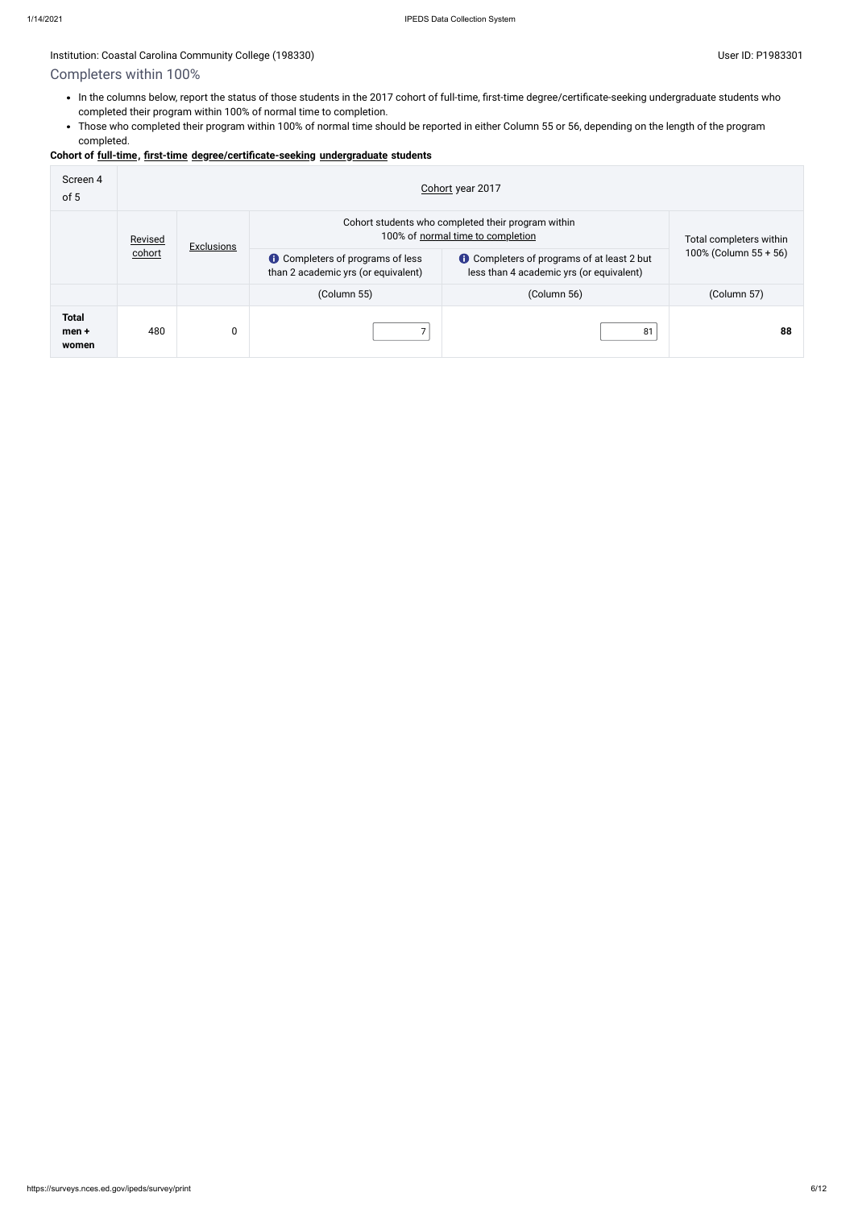Institution: Coastal Carolina Community College (198330)

User ID: P1983301

## Completers within 100%

- In the columns below, report the status of those students in the 2017 cohort of full-time, first-time degree/certificate-seeking undergraduate students who completed their program within 100% of normal time to completion.
- Those who completed their program within 100% of normal time should be reported in either Column 55 or 56, depending on the length of the program completed.

**Cohort of full-time, first-time degree/certificate-seeking undergraduate students**

| Screen 4 of 5 | Cohort year 2017 | | | | |
|---|---|---|---|---|---|
| | Revised cohort | Exclusions | Cohort students who completed their program within 100% of normal time to completion | | Total completers within 100% (Column 55 + 56) |
| | | | Completers of programs of less than 2 academic yrs (or equivalent) | Completers of programs of at least 2 but less than 4 academic yrs (or equivalent) | |
| | | | (Column 55) | (Column 56) | (Column 57) |
| **Total men + women** | 480 | 0 | 7 | 81 | **88** |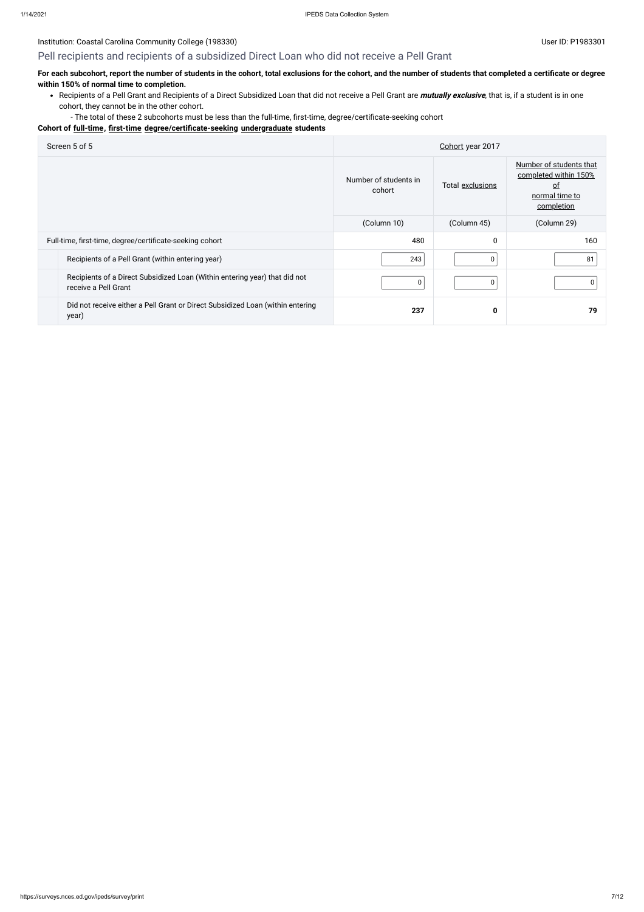Institution: Coastal Carolina Community College (198330)

User ID: P1983301

## Pell recipients and recipients of a subsidized Direct Loan who did not receive a Pell Grant

**For each subcohort, report the number of students in the cohort, total exclusions for the cohort, and the number of students that completed a certificate or degree within 150% of normal time to completion.**

- Recipients of a Pell Grant and Recipients of a Direct Subsidized Loan that did not receive a Pell Grant are ***mutually exclusive***, that is, if a student is in one cohort, they cannot be in the other cohort.
  - The total of these 2 subcohorts must be less than the full-time, first-time, degree/certificate-seeking cohort

**Cohort of full-time, first-time degree/certificate-seeking undergraduate students**

| Screen 5 of 5 | Cohort year 2017 | | |
|---|---|---|---|
| | Number of students in cohort | Total exclusions | Number of students that completed within 150% of normal time to completion |
| | (Column 10) | (Column 45) | (Column 29) |
| Full-time, first-time, degree/certificate-seeking cohort | 480 | 0 | 160 |
| Recipients of a Pell Grant (within entering year) | 243 | 0 | 81 |
| Recipients of a Direct Subsidized Loan (Within entering year) that did not receive a Pell Grant | 0 | 0 | 0 |
| Did not receive either a Pell Grant or Direct Subsidized Loan (within entering year) | **237** | **0** | **79** |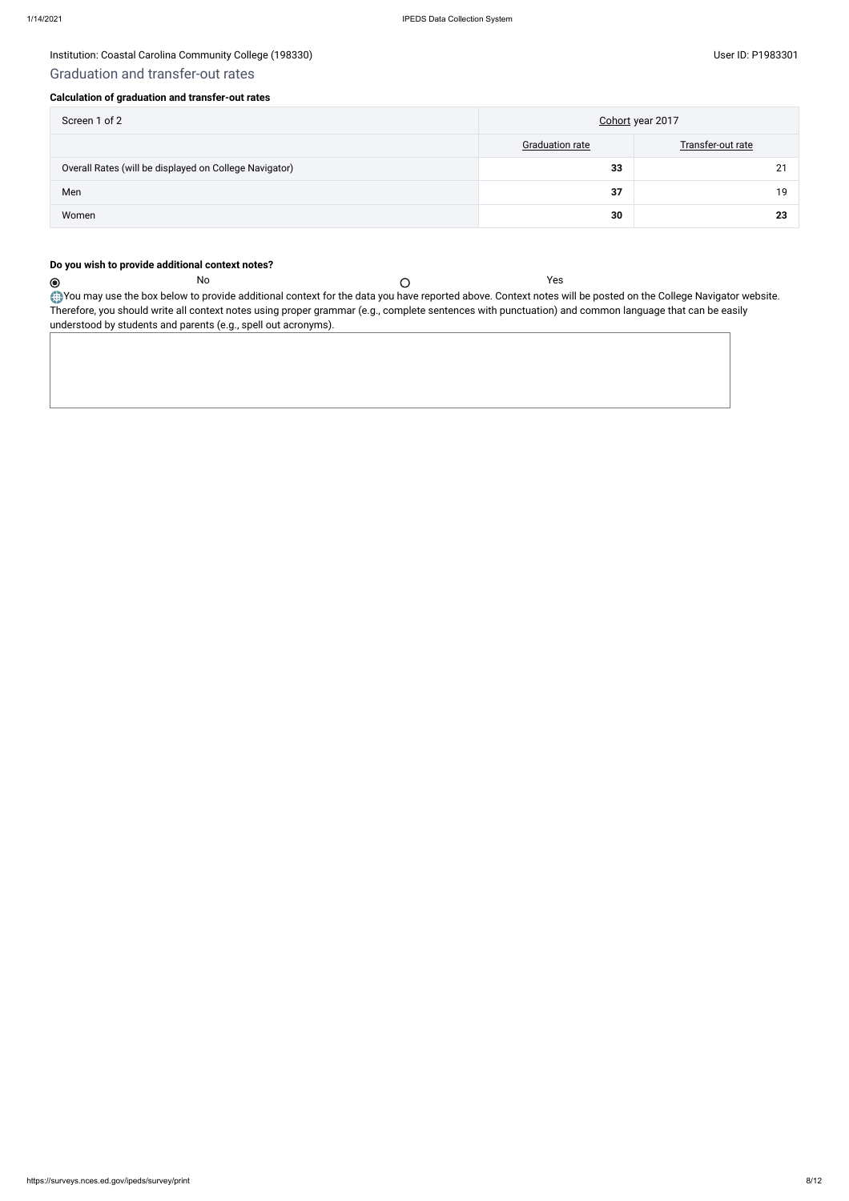Institution: Coastal Carolina Community College (198330) User ID: P1983301

## Graduation and transfer-out rates

### Calculation of graduation and transfer-out rates

| Screen 1 of 2 | Cohort year 2017 | |
|---|---|---|
| | Graduation rate | Transfer-out rate |
| Overall Rates (will be displayed on College Navigator) | **33** | 21 |
| Men | **37** | 19 |
| Women | **30** | **23** |

**Do you wish to provide additional context notes?**

◉ No ○ Yes

You may use the box below to provide additional context for the data you have reported above. Context notes will be posted on the College Navigator website. Therefore, you should write all context notes using proper grammar (e.g., complete sentences with punctuation) and common language that can be easily understood by students and parents (e.g., spell out acronyms).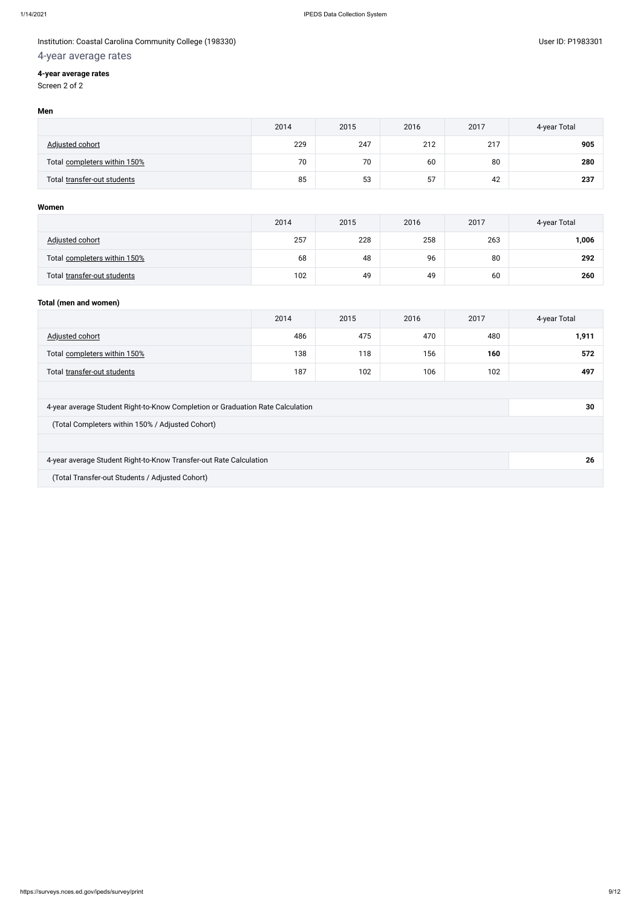Institution: Coastal Carolina Community College (198330)

User ID: P1983301

## 4-year average rates

### 4-year average rates

Screen 2 of 2

**Men**

| | 2014 | 2015 | 2016 | 2017 | 4-year Total |
|---|---|---|---|---|---|
| Adjusted cohort | 229 | 247 | 212 | 217 | **905** |
| Total completers within 150% | 70 | 70 | 60 | 80 | **280** |
| Total transfer-out students | 85 | 53 | 57 | 42 | **237** |

**Women**

| | 2014 | 2015 | 2016 | 2017 | 4-year Total |
|---|---|---|---|---|---|
| Adjusted cohort | 257 | 228 | 258 | 263 | **1,006** |
| Total completers within 150% | 68 | 48 | 96 | 80 | **292** |
| Total transfer-out students | 102 | 49 | 49 | 60 | **260** |

**Total (men and women)**

| | 2014 | 2015 | 2016 | 2017 | 4-year Total |
|---|---|---|---|---|---|
| Adjusted cohort | 486 | 475 | 470 | 480 | **1,911** |
| Total completers within 150% | 138 | 118 | 156 | **160** | **572** |
| Total transfer-out students | 187 | 102 | 106 | 102 | **497** |

| | |
|---|---|
| 4-year average Student Right-to-Know Completion or Graduation Rate Calculation | **30** |
| (Total Completers within 150% / Adjusted Cohort) | |
| 4-year average Student Right-to-Know Transfer-out Rate Calculation | **26** |
| (Total Transfer-out Students / Adjusted Cohort) | |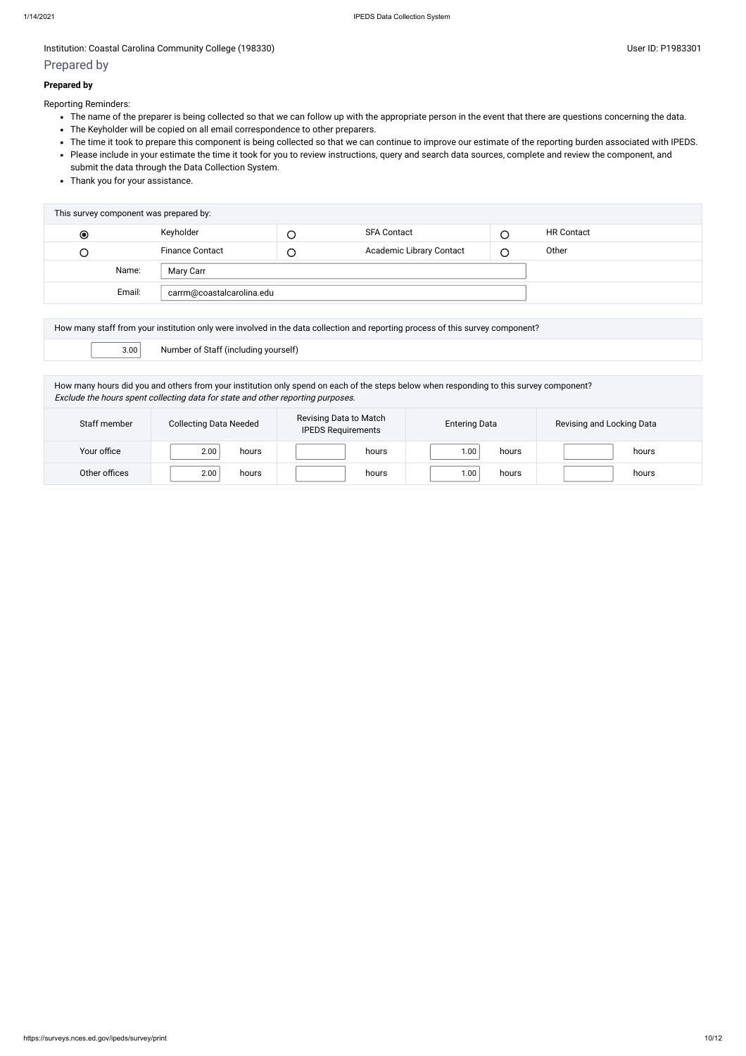Institution: Coastal Carolina Community College (198330)

User ID: P1983301

## Prepared by

**Prepared by**

Reporting Reminders:

- The name of the preparer is being collected so that we can follow up with the appropriate person in the event that there are questions concerning the data.
- The Keyholder will be copied on all email correspondence to other preparers.
- The time it took to prepare this component is being collected so that we can continue to improve our estimate of the reporting burden associated with IPEDS.
- Please include in your estimate the time it took for you to review instructions, query and search data sources, complete and review the component, and submit the data through the Data Collection System.
- Thank you for your assistance.

| This survey component was prepared by: | | | | | |
|---|---|---|---|---|---|
| ◉ | Keyholder | ○ | SFA Contact | ○ | HR Contact |
| ○ | Finance Contact | ○ | Academic Library Contact | ○ | Other |
| Name: | Mary Carr | | | | |
| Email: | carrm@coastalcarolina.edu | | | | |

| How many staff from your institution only were involved in the data collection and reporting process of this survey component? | |
|---|---|
| 3.00 | Number of Staff (including yourself) |

How many hours did you and others from your institution only spend on each of the steps below when responding to this survey component?
*Exclude the hours spent collecting data for state and other reporting purposes.*

| Staff member | Collecting Data Needed | Revising Data to Match IPEDS Requirements | Entering Data | Revising and Locking Data |
|---|---|---|---|---|
| Your office | 2.00 hours | hours | 1.00 hours | hours |
| Other offices | 2.00 hours | hours | 1.00 hours | hours |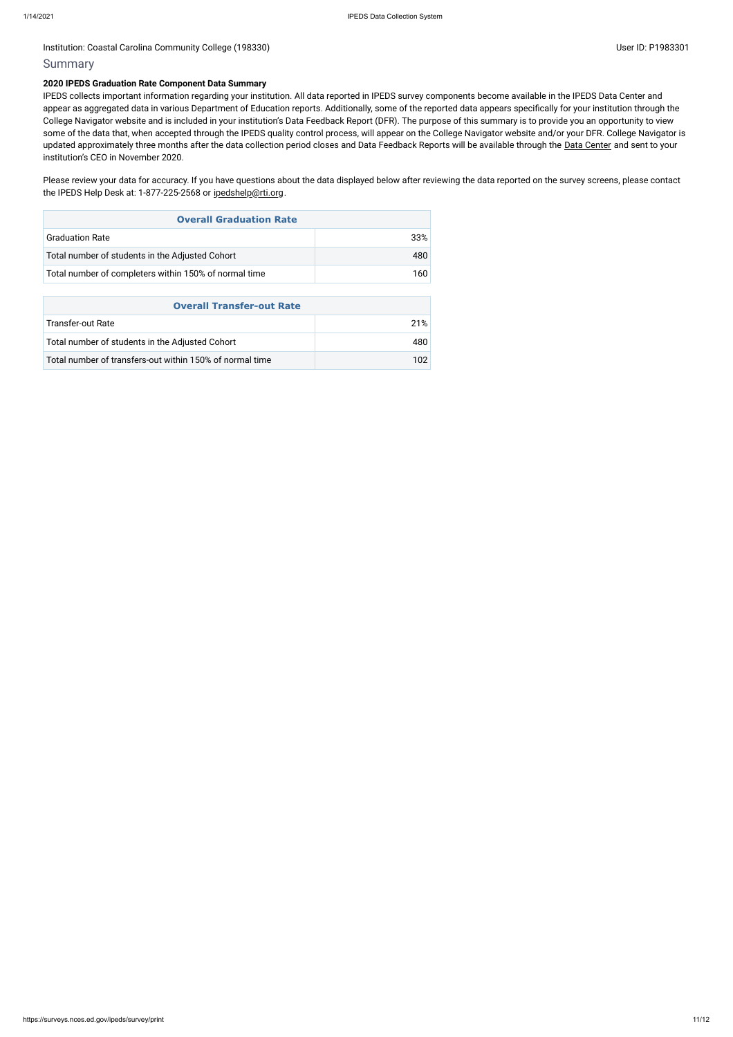Institution: Coastal Carolina Community College (198330)

User ID: P1983301

## Summary

**2020 IPEDS Graduation Rate Component Data Summary**

IPEDS collects important information regarding your institution. All data reported in IPEDS survey components become available in the IPEDS Data Center and appear as aggregated data in various Department of Education reports. Additionally, some of the reported data appears specifically for your institution through the College Navigator website and is included in your institution's Data Feedback Report (DFR). The purpose of this summary is to provide you an opportunity to view some of the data that, when accepted through the IPEDS quality control process, will appear on the College Navigator website and/or your DFR. College Navigator is updated approximately three months after the data collection period closes and Data Feedback Reports will be available through the Data Center and sent to your institution's CEO in November 2020.

Please review your data for accuracy. If you have questions about the data displayed below after reviewing the data reported on the survey screens, please contact the IPEDS Help Desk at: 1-877-225-2568 or ipedshelp@rti.org.

| Overall Graduation Rate | |
|---|---|
| Graduation Rate | 33% |
| Total number of students in the Adjusted Cohort | 480 |
| Total number of completers within 150% of normal time | 160 |

| Overall Transfer-out Rate | |
|---|---|
| Transfer-out Rate | 21% |
| Total number of students in the Adjusted Cohort | 480 |
| Total number of transfers-out within 150% of normal time | 102 |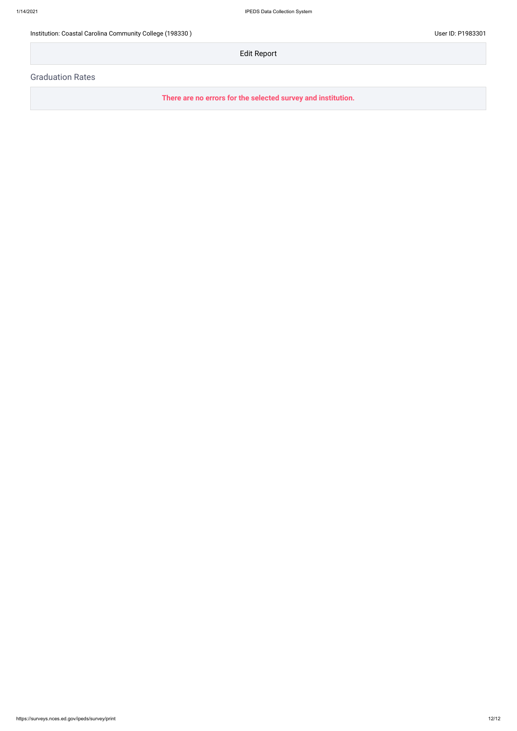Institution: Coastal Carolina Community College (198330 )

User ID: P1983301

Edit Report

## Graduation Rates

**There are no errors for the selected survey and institution.**